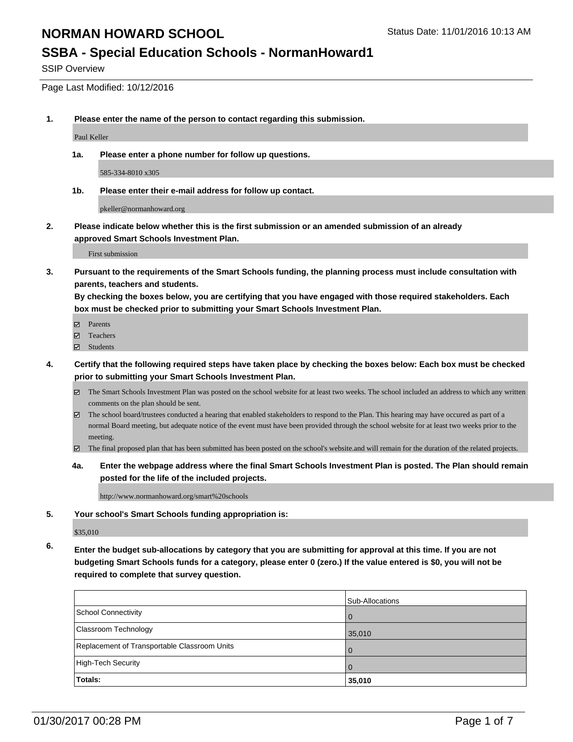# NORMAN HOWARD SCHOOL

Status Date: 11/01/2016 10:13 AM

## SSBA - Special Education Schools - NormanHoward1

SSIP Overview

Page Last Modified: 10/12/2016

**1. Please enter the name of the person to contact regarding this submission.**

Paul Keller

**1a. Please enter a phone number for follow up questions.**

585-334-8010 x305

**1b. Please enter their e-mail address for follow up contact.**

pkeller@normanhoward.org

**2. Please indicate below whether this is the first submission or an amended submission of an already approved Smart Schools Investment Plan.**

First submission

**3. Pursuant to the requirements of the Smart Schools funding, the planning process must include consultation with parents, teachers and students.**
**By checking the boxes below, you are certifying that you have engaged with those required stakeholders. Each box must be checked prior to submitting your Smart Schools Investment Plan.**

- ☑ Parents
- ☑ Teachers
- ☑ Students

**4. Certify that the following required steps have taken place by checking the boxes below: Each box must be checked prior to submitting your Smart Schools Investment Plan.**

- ☑ The Smart Schools Investment Plan was posted on the school website for at least two weeks. The school included an address to which any written comments on the plan should be sent.
- ☑ The school board/trustees conducted a hearing that enabled stakeholders to respond to the Plan. This hearing may have occured as part of a normal Board meeting, but adequate notice of the event must have been provided through the school website for at least two weeks prior to the meeting.
- ☑ The final proposed plan that has been submitted has been posted on the school's website.and will remain for the duration of the related projects.

**4a. Enter the webpage address where the final Smart Schools Investment Plan is posted. The Plan should remain posted for the life of the included projects.**

http://www.normanhoward.org/smart%20schools

**5. Your school's Smart Schools funding appropriation is:**

$35,010

**6. Enter the budget sub-allocations by category that you are submitting for approval at this time. If you are not budgeting Smart Schools funds for a category, please enter 0 (zero.) If the value entered is $0, you will not be required to complete that survey question.**

| | Sub-Allocations |
|---|---|
| School Connectivity | 0 |
| Classroom Technology | 35,010 |
| Replacement of Transportable Classroom Units | 0 |
| High-Tech Security | 0 |
| **Totals:** | **35,010** |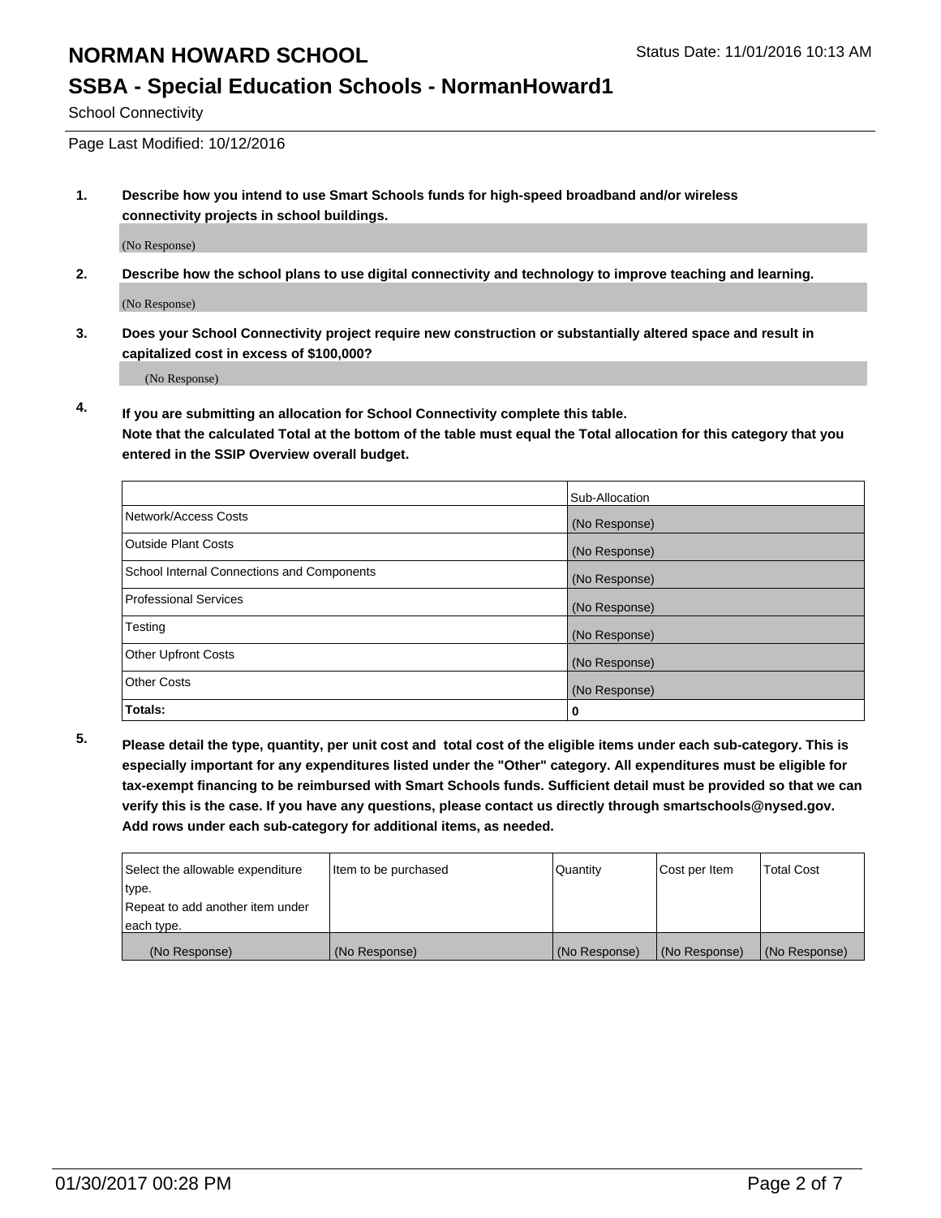# NORMAN HOWARD SCHOOL

Status Date: 11/01/2016 10:13 AM

## SSBA - Special Education Schools - NormanHoward1

School Connectivity

Page Last Modified: 10/12/2016

**1. Describe how you intend to use Smart Schools funds for high-speed broadband and/or wireless connectivity projects in school buildings.**

(No Response)

**2. Describe how the school plans to use digital connectivity and technology to improve teaching and learning.**

(No Response)

**3. Does your School Connectivity project require new construction or substantially altered space and result in capitalized cost in excess of $100,000?**

(No Response)

**4. If you are submitting an allocation for School Connectivity complete this table. Note that the calculated Total at the bottom of the table must equal the Total allocation for this category that you entered in the SSIP Overview overall budget.**

| | Sub-Allocation |
|---|---|
| Network/Access Costs | (No Response) |
| Outside Plant Costs | (No Response) |
| School Internal Connections and Components | (No Response) |
| Professional Services | (No Response) |
| Testing | (No Response) |
| Other Upfront Costs | (No Response) |
| Other Costs | (No Response) |
| **Totals:** | **0** |

**5. Please detail the type, quantity, per unit cost and total cost of the eligible items under each sub-category. This is especially important for any expenditures listed under the "Other" category. All expenditures must be eligible for tax-exempt financing to be reimbursed with Smart Schools funds. Sufficient detail must be provided so that we can verify this is the case. If you have any questions, please contact us directly through smartschools@nysed.gov. Add rows under each sub-category for additional items, as needed.**

| Select the allowable expenditure type. Repeat to add another item under each type. | Item to be purchased | Quantity | Cost per Item | Total Cost |
|---|---|---|---|---|
| (No Response) | (No Response) | (No Response) | (No Response) | (No Response) |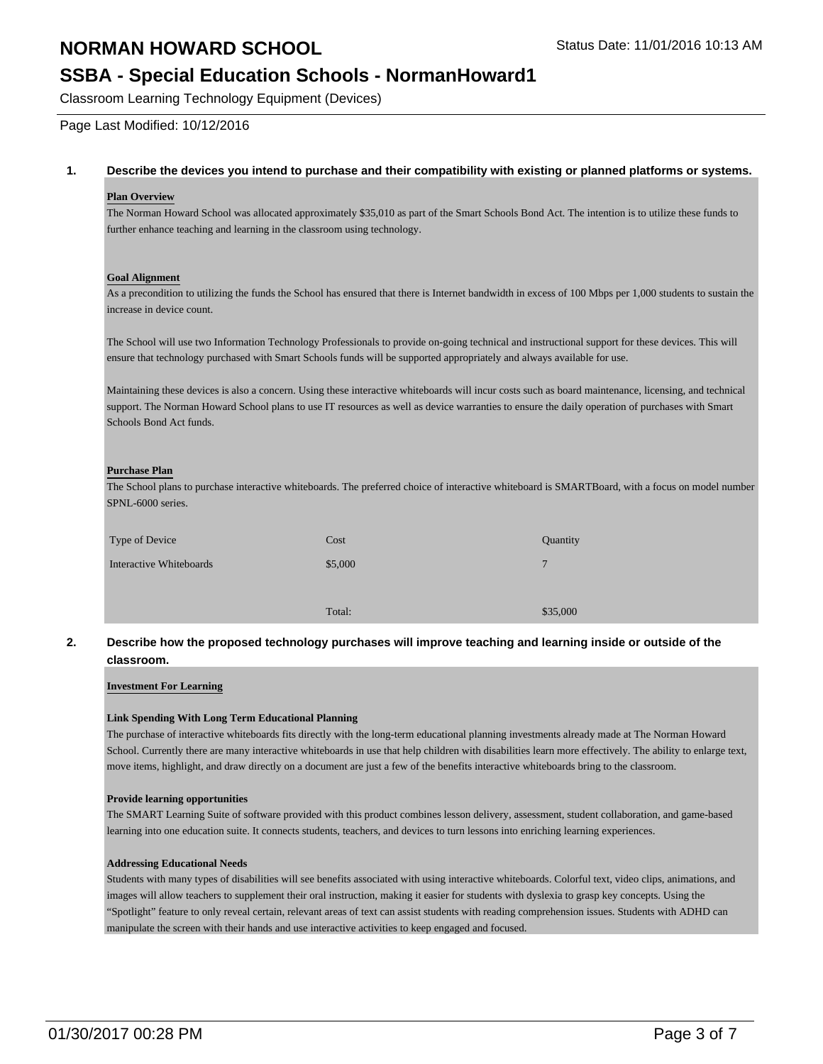# NORMAN HOWARD SCHOOL

## SSBA - Special Education Schools - NormanHoward1

Status Date: 11/01/2016 10:13 AM

Classroom Learning Technology Equipment (Devices)

Page Last Modified: 10/12/2016

**1. Describe the devices you intend to purchase and their compatibility with existing or planned platforms or systems.**

**Plan Overview**

The Norman Howard School was allocated approximately $35,010 as part of the Smart Schools Bond Act. The intention is to utilize these funds to further enhance teaching and learning in the classroom using technology.

**Goal Alignment**

As a precondition to utilizing the funds the School has ensured that there is Internet bandwidth in excess of 100 Mbps per 1,000 students to sustain the increase in device count.

The School will use two Information Technology Professionals to provide on-going technical and instructional support for these devices. This will ensure that technology purchased with Smart Schools funds will be supported appropriately and always available for use.

Maintaining these devices is also a concern. Using these interactive whiteboards will incur costs such as board maintenance, licensing, and technical support. The Norman Howard School plans to use IT resources as well as device warranties to ensure the daily operation of purchases with Smart Schools Bond Act funds.

**Purchase Plan**

The School plans to purchase interactive whiteboards. The preferred choice of interactive whiteboard is SMARTBoard, with a focus on model number SPNL-6000 series.

| Type of Device | Cost | Quantity |
|---|---|---|
| Interactive Whiteboards | $5,000 | 7 |
| | | |
| | Total: | $35,000 |

**2. Describe how the proposed technology purchases will improve teaching and learning inside or outside of the classroom.**

**Investment For Learning**

**Link Spending With Long Term Educational Planning**

The purchase of interactive whiteboards fits directly with the long-term educational planning investments already made at The Norman Howard School. Currently there are many interactive whiteboards in use that help children with disabilities learn more effectively. The ability to enlarge text, move items, highlight, and draw directly on a document are just a few of the benefits interactive whiteboards bring to the classroom.

**Provide learning opportunities**

The SMART Learning Suite of software provided with this product combines lesson delivery, assessment, student collaboration, and game-based learning into one education suite. It connects students, teachers, and devices to turn lessons into enriching learning experiences.

**Addressing Educational Needs**

Students with many types of disabilities will see benefits associated with using interactive whiteboards. Colorful text, video clips, animations, and images will allow teachers to supplement their oral instruction, making it easier for students with dyslexia to grasp key concepts. Using the "Spotlight" feature to only reveal certain, relevant areas of text can assist students with reading comprehension issues. Students with ADHD can manipulate the screen with their hands and use interactive activities to keep engaged and focused.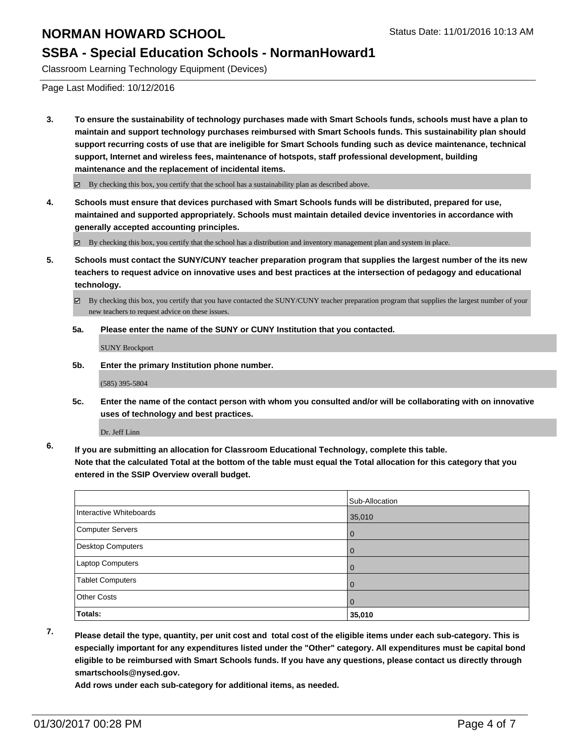# NORMAN HOWARD SCHOOL

## SSBA - Special Education Schools - NormanHoward1

Classroom Learning Technology Equipment (Devices)

Page Last Modified: 10/12/2016

**3. To ensure the sustainability of technology purchases made with Smart Schools funds, schools must have a plan to maintain and support technology purchases reimbursed with Smart Schools funds. This sustainability plan should support recurring costs of use that are ineligible for Smart Schools funding such as device maintenance, technical support, Internet and wireless fees, maintenance of hotspots, staff professional development, building maintenance and the replacement of incidental items.**

☑ By checking this box, you certify that the school has a sustainability plan as described above.

**4. Schools must ensure that devices purchased with Smart Schools funds will be distributed, prepared for use, maintained and supported appropriately. Schools must maintain detailed device inventories in accordance with generally accepted accounting principles.**

☑ By checking this box, you certify that the school has a distribution and inventory management plan and system in place.

**5. Schools must contact the SUNY/CUNY teacher preparation program that supplies the largest number of the its new teachers to request advice on innovative uses and best practices at the intersection of pedagogy and educational technology.**

☑ By checking this box, you certify that you have contacted the SUNY/CUNY teacher preparation program that supplies the largest number of your new teachers to request advice on these issues.

**5a. Please enter the name of the SUNY or CUNY Institution that you contacted.**

SUNY Brockport

**5b. Enter the primary Institution phone number.**

(585) 395-5804

**5c. Enter the name of the contact person with whom you consulted and/or will be collaborating with on innovative uses of technology and best practices.**

Dr. Jeff Linn

**6. If you are submitting an allocation for Classroom Educational Technology, complete this table. Note that the calculated Total at the bottom of the table must equal the Total allocation for this category that you entered in the SSIP Overview overall budget.**

| | Sub-Allocation |
|---|---|
| Interactive Whiteboards | 35,010 |
| Computer Servers | 0 |
| Desktop Computers | 0 |
| Laptop Computers | 0 |
| Tablet Computers | 0 |
| Other Costs | 0 |
| **Totals:** | **35,010** |

**7. Please detail the type, quantity, per unit cost and total cost of the eligible items under each sub-category. This is especially important for any expenditures listed under the "Other" category. All expenditures must be capital bond eligible to be reimbursed with Smart Schools funds. If you have any questions, please contact us directly through smartschools@nysed.gov.**

**Add rows under each sub-category for additional items, as needed.**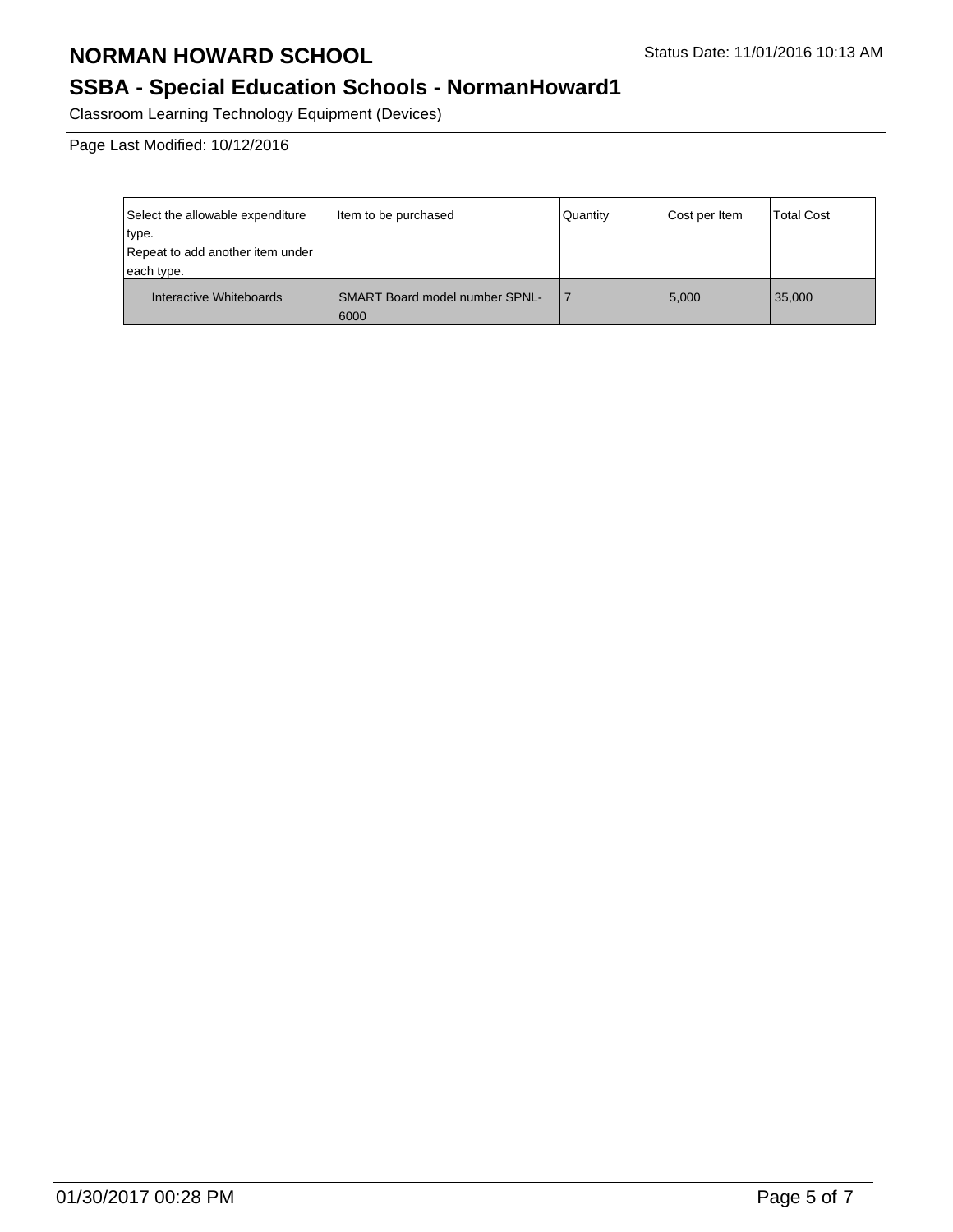# NORMAN HOWARD SCHOOL

Status Date: 11/01/2016 10:13 AM

## SSBA - Special Education Schools - NormanHoward1

Classroom Learning Technology Equipment (Devices)

Page Last Modified: 10/12/2016

| Select the allowable expenditure type. Repeat to add another item under each type. | Item to be purchased | Quantity | Cost per Item | Total Cost |
| --- | --- | --- | --- | --- |
| Interactive Whiteboards | SMART Board model number SPNL-6000 | 7 | 5,000 | 35,000 |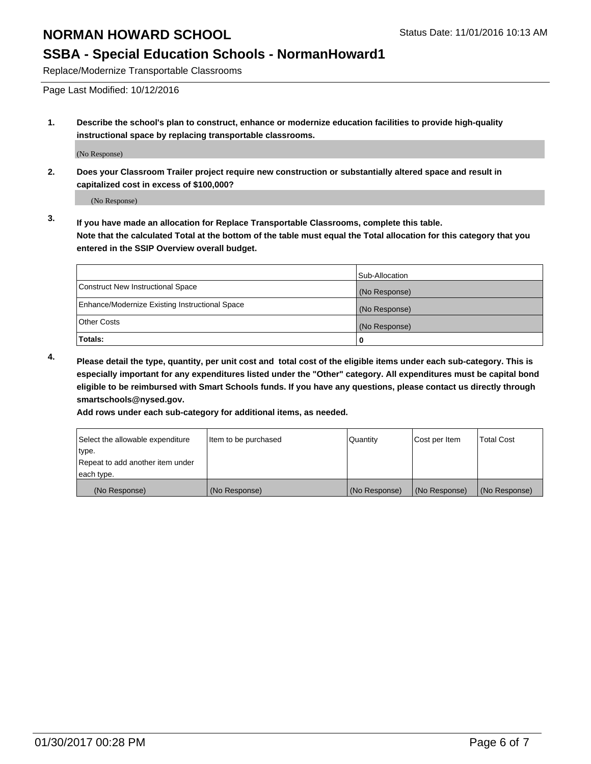# NORMAN HOWARD SCHOOL

Status Date: 11/01/2016 10:13 AM

## SSBA - Special Education Schools - NormanHoward1

Replace/Modernize Transportable Classrooms

Page Last Modified: 10/12/2016

1. **Describe the school's plan to construct, enhance or modernize education facilities to provide high-quality instructional space by replacing transportable classrooms.**

   (No Response)

2. **Does your Classroom Trailer project require new construction or substantially altered space and result in capitalized cost in excess of $100,000?**

   (No Response)

3. **If you have made an allocation for Replace Transportable Classrooms, complete this table. Note that the calculated Total at the bottom of the table must equal the Total allocation for this category that you entered in the SSIP Overview overall budget.**

|  | Sub-Allocation |
|---|---|
| Construct New Instructional Space | (No Response) |
| Enhance/Modernize Existing Instructional Space | (No Response) |
| Other Costs | (No Response) |
| **Totals:** | **0** |

4. **Please detail the type, quantity, per unit cost and total cost of the eligible items under each sub-category. This is especially important for any expenditures listed under the "Other" category. All expenditures must be capital bond eligible to be reimbursed with Smart Schools funds. If you have any questions, please contact us directly through smartschools@nysed.gov.**

   **Add rows under each sub-category for additional items, as needed.**

| Select the allowable expenditure type. Repeat to add another item under each type. | Item to be purchased | Quantity | Cost per Item | Total Cost |
|---|---|---|---|---|
| (No Response) | (No Response) | (No Response) | (No Response) | (No Response) |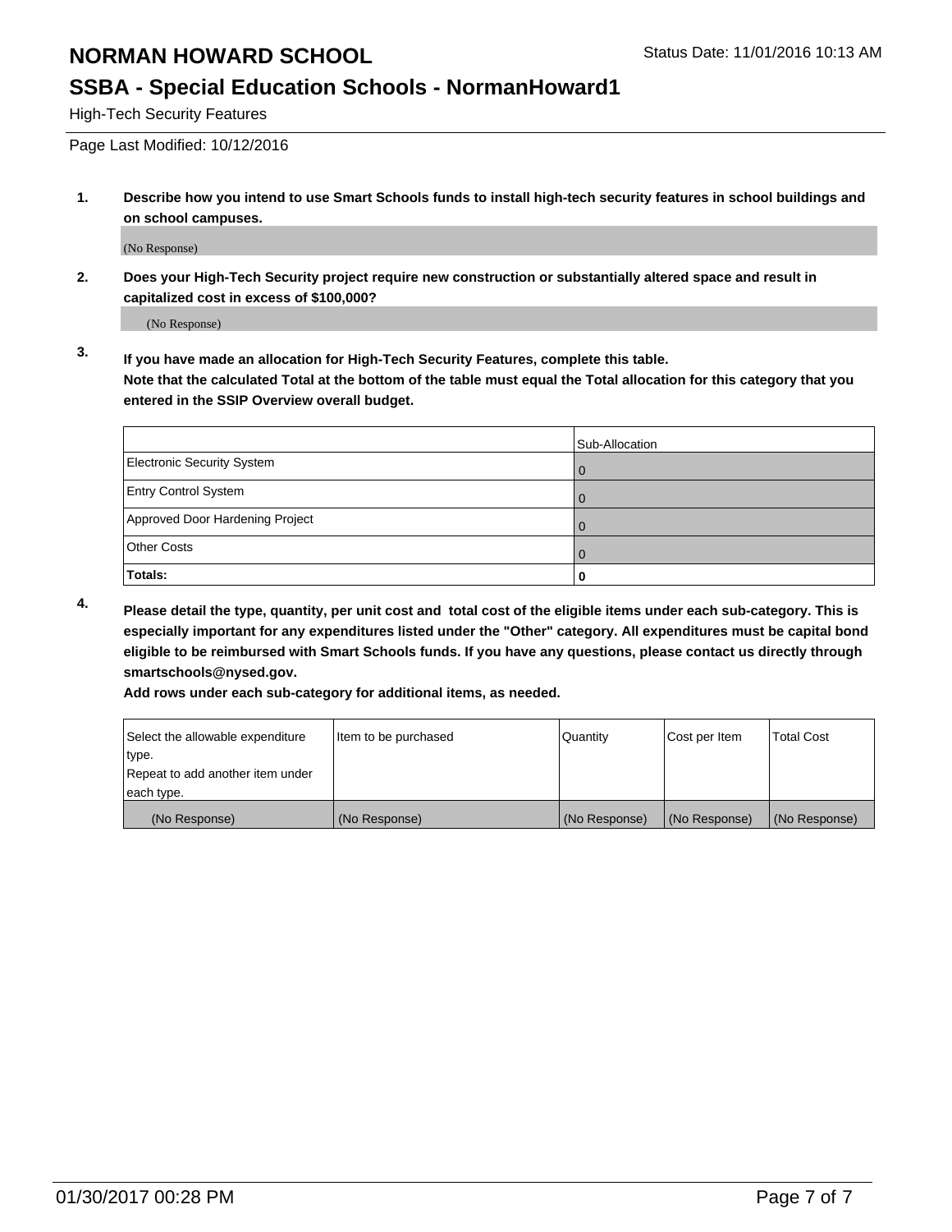# NORMAN HOWARD SCHOOL

Status Date: 11/01/2016 10:13 AM

## SSBA - Special Education Schools - NormanHoward1

High-Tech Security Features

Page Last Modified: 10/12/2016

**1. Describe how you intend to use Smart Schools funds to install high-tech security features in school buildings and on school campuses.**

(No Response)

**2. Does your High-Tech Security project require new construction or substantially altered space and result in capitalized cost in excess of $100,000?**

(No Response)

**3. If you have made an allocation for High-Tech Security Features, complete this table.**
**Note that the calculated Total at the bottom of the table must equal the Total allocation for this category that you entered in the SSIP Overview overall budget.**

| | Sub-Allocation |
|---|---|
| Electronic Security System | 0 |
| Entry Control System | 0 |
| Approved Door Hardening Project | 0 |
| Other Costs | 0 |
| **Totals:** | **0** |

**4. Please detail the type, quantity, per unit cost and total cost of the eligible items under each sub-category. This is especially important for any expenditures listed under the "Other" category. All expenditures must be capital bond eligible to be reimbursed with Smart Schools funds. If you have any questions, please contact us directly through smartschools@nysed.gov.**

**Add rows under each sub-category for additional items, as needed.**

| Select the allowable expenditure type. Repeat to add another item under each type. | Item to be purchased | Quantity | Cost per Item | Total Cost |
|---|---|---|---|---|
| (No Response) | (No Response) | (No Response) | (No Response) | (No Response) |